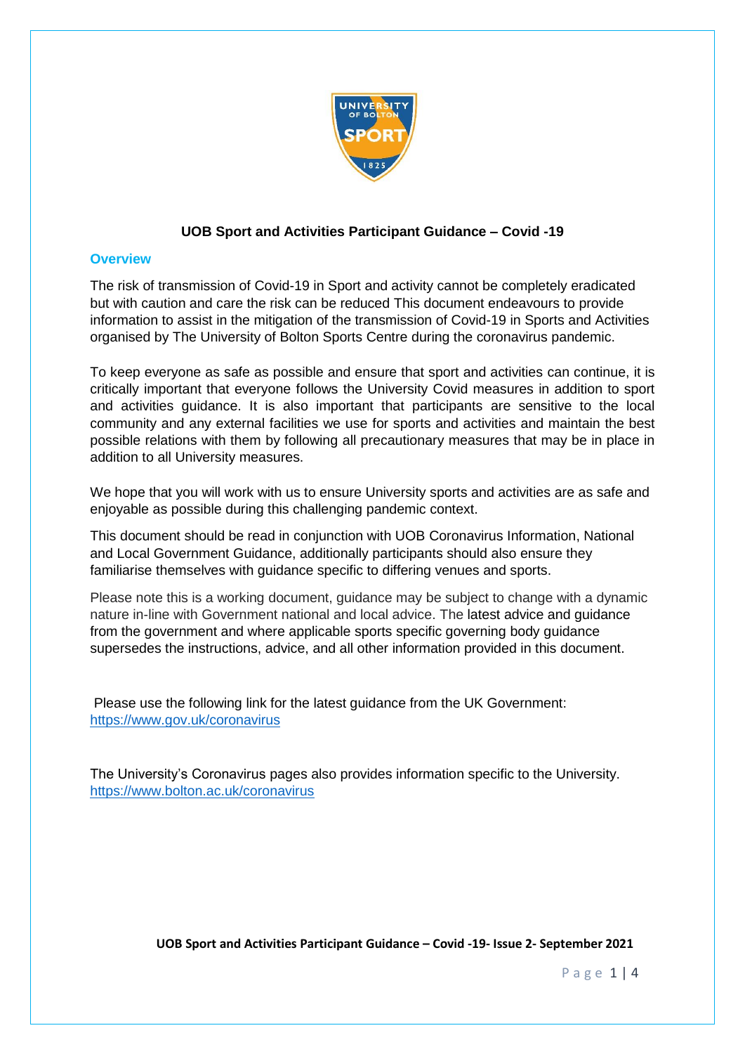# UOB Sport and Activities Participant Guidance – Covid -19

## Overview

The risk of transmission of Covid-19 in Sport and activity cannot be completely eradicated but with caution and care the risk can be reduced This document endeavours to provide information to assist in the mitigation of the transmission of Covid-19 in Sports and Activities organised by The University of Bolton Sports Centre during the coronavirus pandemic.

To keep everyone as safe as possible and ensure that sport and activities can continue, it is critically important that everyone follows the University Covid measures in addition to sport and activities guidance. It is also important that participants are sensitive to the local community and any external facilities we use for sports and activities and maintain the best possible relations with them by following all precautionary measures that may be in place in addition to all University measures.

We hope that you will work with us to ensure University sports and activities are as safe and enjoyable as possible during this challenging pandemic context.

This document should be read in conjunction with UOB Coronavirus Information, National and Local Government Guidance, additionally participants should also ensure they familiarise themselves with guidance specific to differing venues and sports.

Please note this is a working document, guidance may be subject to change with a dynamic nature in-line with Government national and local advice. The latest advice and guidance from the government and where applicable sports specific governing body guidance supersedes the instructions, advice, and all other information provided in this document.

Please use the following link for the latest guidance from the UK Government: https://www.gov.uk/coronavirus

The University's Coronavirus pages also provides information specific to the University. https://www.bolton.ac.uk/coronavirus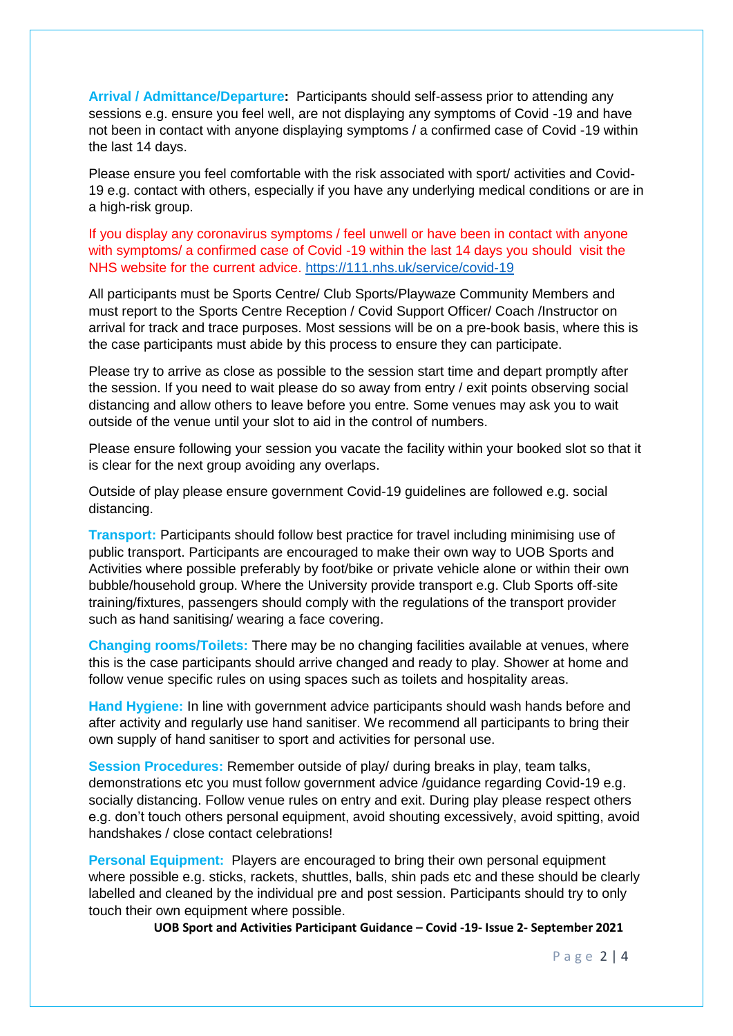**Arrival / Admittance/Departure:** Participants should self-assess prior to attending any sessions e.g. ensure you feel well, are not displaying any symptoms of Covid -19 and have not been in contact with anyone displaying symptoms / a confirmed case of Covid -19 within the last 14 days.

Please ensure you feel comfortable with the risk associated with sport/ activities and Covid-19 e.g. contact with others, especially if you have any underlying medical conditions or are in a high-risk group.

If you display any coronavirus symptoms / feel unwell or have been in contact with anyone with symptoms/ a confirmed case of Covid -19 within the last 14 days you should visit the NHS website for the current advice. https://111.nhs.uk/service/covid-19

All participants must be Sports Centre/ Club Sports/Playwaze Community Members and must report to the Sports Centre Reception / Covid Support Officer/ Coach /Instructor on arrival for track and trace purposes. Most sessions will be on a pre-book basis, where this is the case participants must abide by this process to ensure they can participate.

Please try to arrive as close as possible to the session start time and depart promptly after the session. If you need to wait please do so away from entry / exit points observing social distancing and allow others to leave before you entre. Some venues may ask you to wait outside of the venue until your slot to aid in the control of numbers.

Please ensure following your session you vacate the facility within your booked slot so that it is clear for the next group avoiding any overlaps.

Outside of play please ensure government Covid-19 guidelines are followed e.g. social distancing.

**Transport:** Participants should follow best practice for travel including minimising use of public transport. Participants are encouraged to make their own way to UOB Sports and Activities where possible preferably by foot/bike or private vehicle alone or within their own bubble/household group. Where the University provide transport e.g. Club Sports off-site training/fixtures, passengers should comply with the regulations of the transport provider such as hand sanitising/ wearing a face covering.

**Changing rooms/Toilets:** There may be no changing facilities available at venues, where this is the case participants should arrive changed and ready to play. Shower at home and follow venue specific rules on using spaces such as toilets and hospitality areas.

**Hand Hygiene:** In line with government advice participants should wash hands before and after activity and regularly use hand sanitiser. We recommend all participants to bring their own supply of hand sanitiser to sport and activities for personal use.

**Session Procedures:** Remember outside of play/ during breaks in play, team talks, demonstrations etc you must follow government advice /guidance regarding Covid-19 e.g. socially distancing. Follow venue rules on entry and exit. During play please respect others e.g. don't touch others personal equipment, avoid shouting excessively, avoid spitting, avoid handshakes / close contact celebrations!

**Personal Equipment:** Players are encouraged to bring their own personal equipment where possible e.g. sticks, rackets, shuttles, balls, shin pads etc and these should be clearly labelled and cleaned by the individual pre and post session. Participants should try to only touch their own equipment where possible.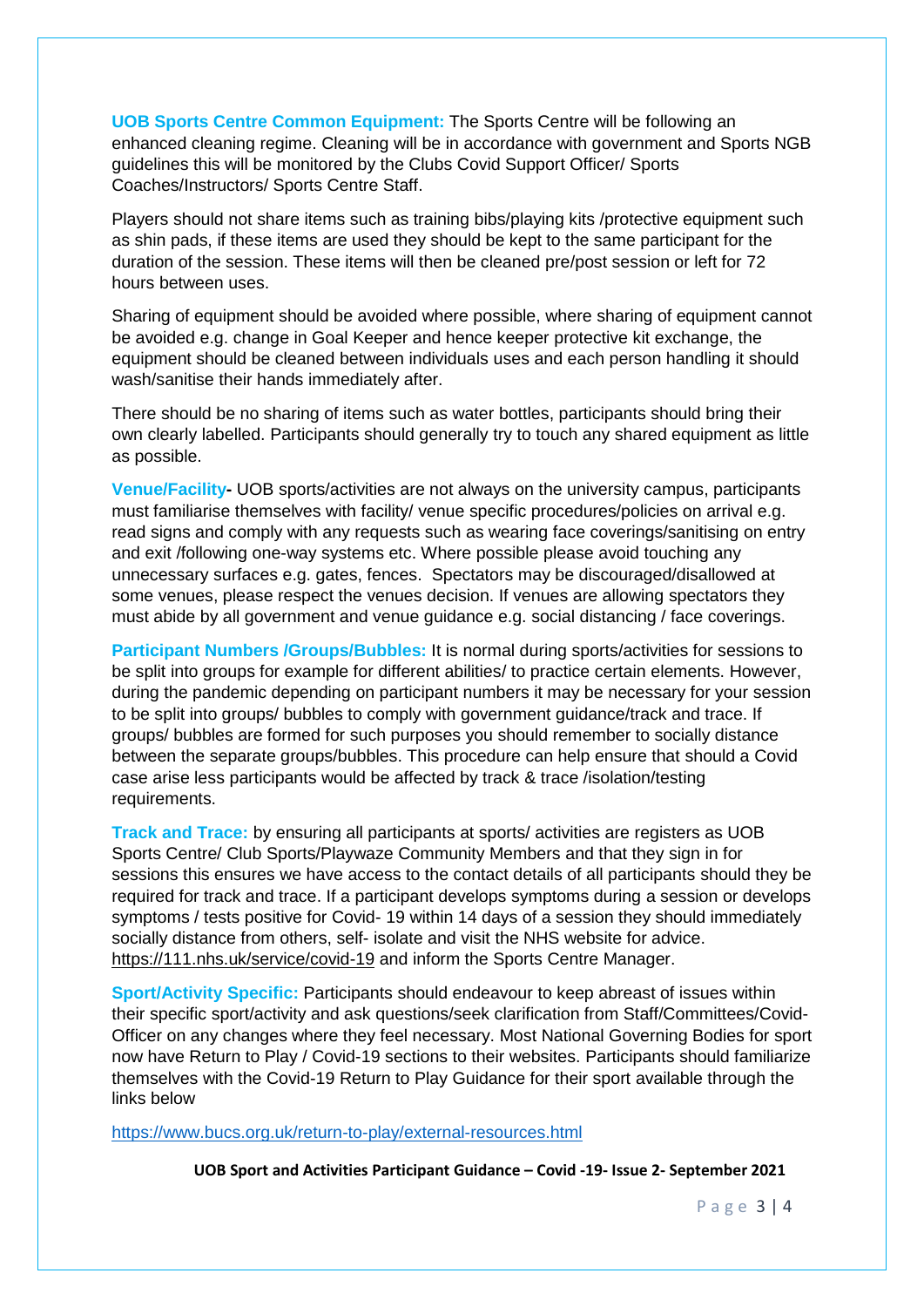**UOB Sports Centre Common Equipment:** The Sports Centre will be following an enhanced cleaning regime. Cleaning will be in accordance with government and Sports NGB guidelines this will be monitored by the Clubs Covid Support Officer/ Sports Coaches/Instructors/ Sports Centre Staff.

Players should not share items such as training bibs/playing kits /protective equipment such as shin pads, if these items are used they should be kept to the same participant for the duration of the session. These items will then be cleaned pre/post session or left for 72 hours between uses.

Sharing of equipment should be avoided where possible, where sharing of equipment cannot be avoided e.g. change in Goal Keeper and hence keeper protective kit exchange, the equipment should be cleaned between individuals uses and each person handling it should wash/sanitise their hands immediately after.

There should be no sharing of items such as water bottles, participants should bring their own clearly labelled. Participants should generally try to touch any shared equipment as little as possible.

**Venue/Facility-** UOB sports/activities are not always on the university campus, participants must familiarise themselves with facility/ venue specific procedures/policies on arrival e.g. read signs and comply with any requests such as wearing face coverings/sanitising on entry and exit /following one-way systems etc. Where possible please avoid touching any unnecessary surfaces e.g. gates, fences. Spectators may be discouraged/disallowed at some venues, please respect the venues decision. If venues are allowing spectators they must abide by all government and venue guidance e.g. social distancing / face coverings.

**Participant Numbers /Groups/Bubbles:** It is normal during sports/activities for sessions to be split into groups for example for different abilities/ to practice certain elements. However, during the pandemic depending on participant numbers it may be necessary for your session to be split into groups/ bubbles to comply with government guidance/track and trace. If groups/ bubbles are formed for such purposes you should remember to socially distance between the separate groups/bubbles. This procedure can help ensure that should a Covid case arise less participants would be affected by track & trace /isolation/testing requirements.

**Track and Trace:** by ensuring all participants at sports/ activities are registers as UOB Sports Centre/ Club Sports/Playwaze Community Members and that they sign in for sessions this ensures we have access to the contact details of all participants should they be required for track and trace. If a participant develops symptoms during a session or develops symptoms / tests positive for Covid- 19 within 14 days of a session they should immediately socially distance from others, self- isolate and visit the NHS website for advice. https://111.nhs.uk/service/covid-19 and inform the Sports Centre Manager.

**Sport/Activity Specific:** Participants should endeavour to keep abreast of issues within their specific sport/activity and ask questions/seek clarification from Staff/Committees/Covid-Officer on any changes where they feel necessary. Most National Governing Bodies for sport now have Return to Play / Covid-19 sections to their websites. Participants should familiarize themselves with the Covid-19 Return to Play Guidance for their sport available through the links below

https://www.bucs.org.uk/return-to-play/external-resources.html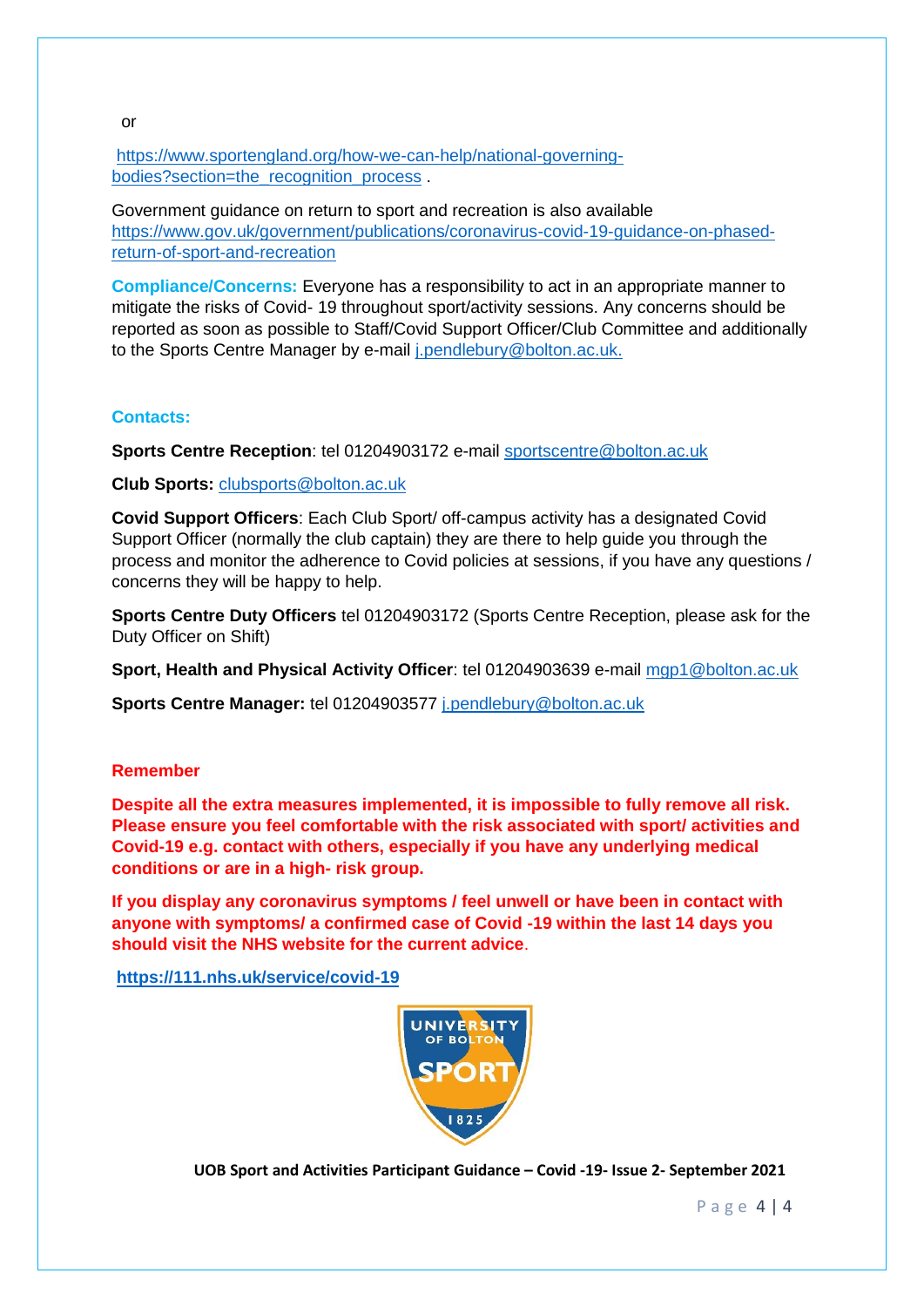or

https://www.sportengland.org/how-we-can-help/national-governing-bodies?section=the_recognition_process .

Government guidance on return to sport and recreation is also available https://www.gov.uk/government/publications/coronavirus-covid-19-guidance-on-phased-return-of-sport-and-recreation

**Compliance/Concerns:** Everyone has a responsibility to act in an appropriate manner to mitigate the risks of Covid- 19 throughout sport/activity sessions. Any concerns should be reported as soon as possible to Staff/Covid Support Officer/Club Committee and additionally to the Sports Centre Manager by e-mail j.pendlebury@bolton.ac.uk.

## Contacts:

**Sports Centre Reception**: tel 01204903172 e-mail sportscentre@bolton.ac.uk

**Club Sports:** clubsports@bolton.ac.uk

**Covid Support Officers**: Each Club Sport/ off-campus activity has a designated Covid Support Officer (normally the club captain) they are there to help guide you through the process and monitor the adherence to Covid policies at sessions, if you have any questions / concerns they will be happy to help.

**Sports Centre Duty Officers** tel 01204903172 (Sports Centre Reception, please ask for the Duty Officer on Shift)

**Sport, Health and Physical Activity Officer**: tel 01204903639 e-mail mgp1@bolton.ac.uk

**Sports Centre Manager:** tel 01204903577 j.pendlebury@bolton.ac.uk

## Remember

**Despite all the extra measures implemented, it is impossible to fully remove all risk. Please ensure you feel comfortable with the risk associated with sport/ activities and Covid-19 e.g. contact with others, especially if you have any underlying medical conditions or are in a high- risk group.**

**If you display any coronavirus symptoms / feel unwell or have been in contact with anyone with symptoms/ a confirmed case of Covid -19 within the last 14 days you should visit the NHS website for the current advice**.

**https://111.nhs.uk/service/covid-19**

**UOB Sport and Activities Participant Guidance – Covid -19- Issue 2- September 2021**